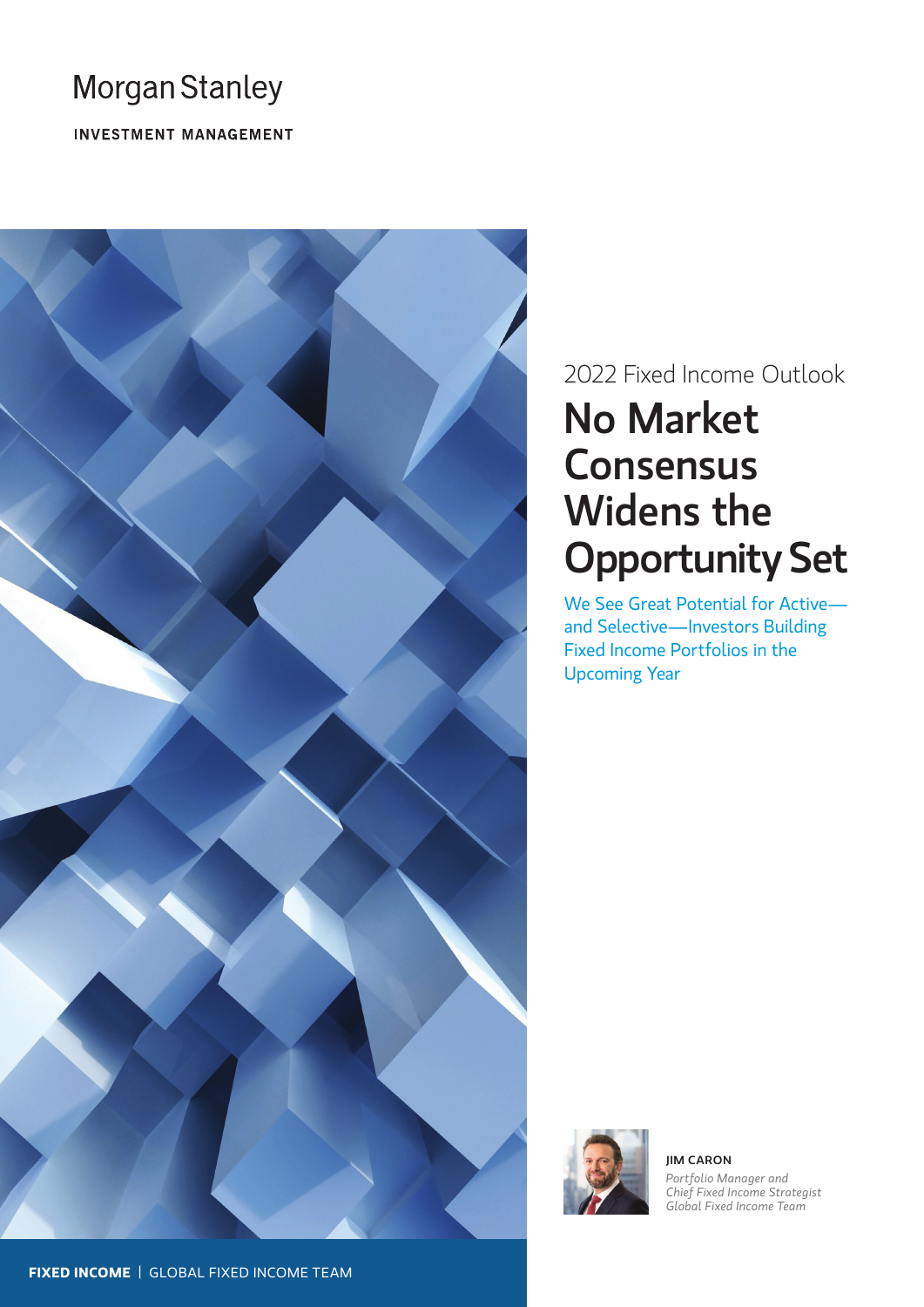Morgan Stanley

INVESTMENT MANAGEMENT

2022 Fixed Income Outlook

# No Market Consensus Widens the Opportunity Set

## We See Great Potential for Active—and Selective—Investors Building Fixed Income Portfolios in the Upcoming Year

**JIM CARON**
*Portfolio Manager and Chief Fixed Income Strategist Global Fixed Income Team*

**FIXED INCOME** | GLOBAL FIXED INCOME TEAM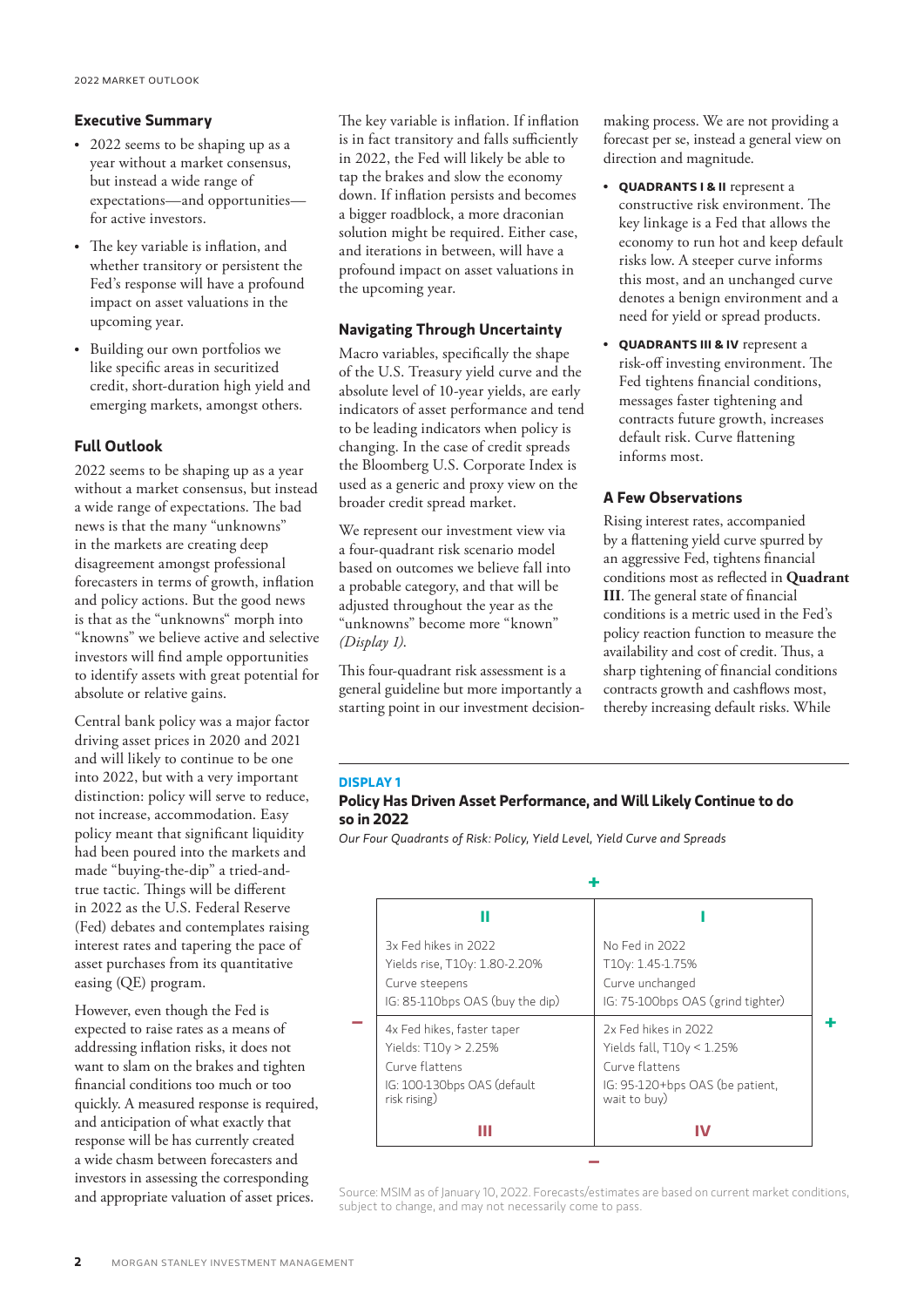## Executive Summary

- 2022 seems to be shaping up as a year without a market consensus, but instead a wide range of expectations—and opportunities—for active investors.
- The key variable is inflation, and whether transitory or persistent the Fed's response will have a profound impact on asset valuations in the upcoming year.
- Building our own portfolios we like specific areas in securitized credit, short-duration high yield and emerging markets, amongst others.

## Full Outlook

2022 seems to be shaping up as a year without a market consensus, but instead a wide range of expectations. The bad news is that the many "unknowns" in the markets are creating deep disagreement amongst professional forecasters in terms of growth, inflation and policy actions. But the good news is that as the "unknowns" morph into "knowns" we believe active and selective investors will find ample opportunities to identify assets with great potential for absolute or relative gains.

Central bank policy was a major factor driving asset prices in 2020 and 2021 and will likely to continue to be one into 2022, but with a very important distinction: policy will serve to reduce, not increase, accommodation. Easy policy meant that significant liquidity had been poured into the markets and made "buying-the-dip" a tried-and-true tactic. Things will be different in 2022 as the U.S. Federal Reserve (Fed) debates and contemplates raising interest rates and tapering the pace of asset purchases from its quantitative easing (QE) program.

However, even though the Fed is expected to raise rates as a means of addressing inflation risks, it does not want to slam on the brakes and tighten financial conditions too much or too quickly. A measured response is required, and anticipation of what exactly that response will be has currently created a wide chasm between forecasters and investors in assessing the corresponding and appropriate valuation of asset prices.

The key variable is inflation. If inflation is in fact transitory and falls sufficiently in 2022, the Fed will likely be able to tap the brakes and slow the economy down. If inflation persists and becomes a bigger roadblock, a more draconian solution might be required. Either case, and iterations in between, will have a profound impact on asset valuations in the upcoming year.

## Navigating Through Uncertainty

Macro variables, specifically the shape of the U.S. Treasury yield curve and the absolute level of 10-year yields, are early indicators of asset performance and tend to be leading indicators when policy is changing. In the case of credit spreads the Bloomberg U.S. Corporate Index is used as a generic and proxy view on the broader credit spread market.

We represent our investment view via a four-quadrant risk scenario model based on outcomes we believe fall into a probable category, and that will be adjusted throughout the year as the "unknowns" become more "known" *(Display 1)*.

This four-quadrant risk assessment is a general guideline but more importantly a starting point in our investment decision-making process. We are not providing a forecast per se, instead a general view on direction and magnitude.

- **QUADRANTS I & II** represent a constructive risk environment. The key linkage is a Fed that allows the economy to run hot and keep default risks low. A steeper curve informs this most, and an unchanged curve denotes a benign environment and a need for yield or spread products.
- **QUADRANTS III & IV** represent a risk-off investing environment. The Fed tightens financial conditions, messages faster tightening and contracts future growth, increases default risk. Curve flattening informs most.

## A Few Observations

Rising interest rates, accompanied by a flattening yield curve spurred by an aggressive Fed, tightens financial conditions most as reflected in **Quadrant III**. The general state of financial conditions is a metric used in the Fed's policy reaction function to measure the availability and cost of credit. Thus, a sharp tightening of financial conditions contracts growth and cashflows most, thereby increasing default risks. While

DISPLAY 1

**Policy Has Driven Asset Performance, and Will Likely Continue to do so in 2022**

*Our Four Quadrants of Risk: Policy, Yield Level, Yield Curve and Spreads*

| | |
|---|---|
| **II**<br>3x Fed hikes in 2022<br>Yields rise, T10y: 1.80-2.20%<br>Curve steepens<br>IG: 85-110bps OAS (buy the dip) | **I**<br>No Fed in 2022<br>T10y: 1.45-1.75%<br>Curve unchanged<br>IG: 75-100bps OAS (grind tighter) |
| 4x Fed hikes, faster taper<br>Yields: T10y > 2.25%<br>Curve flattens<br>IG: 100-130bps OAS (default risk rising)<br>**III** | 2x Fed hikes in 2022<br>Yields fall, T10y < 1.25%<br>Curve flattens<br>IG: 95-120+bps OAS (be patient, wait to buy)<br>**IV** |

Source: MSIM as of January 10, 2022. Forecasts/estimates are based on current market conditions, subject to change, and may not necessarily come to pass.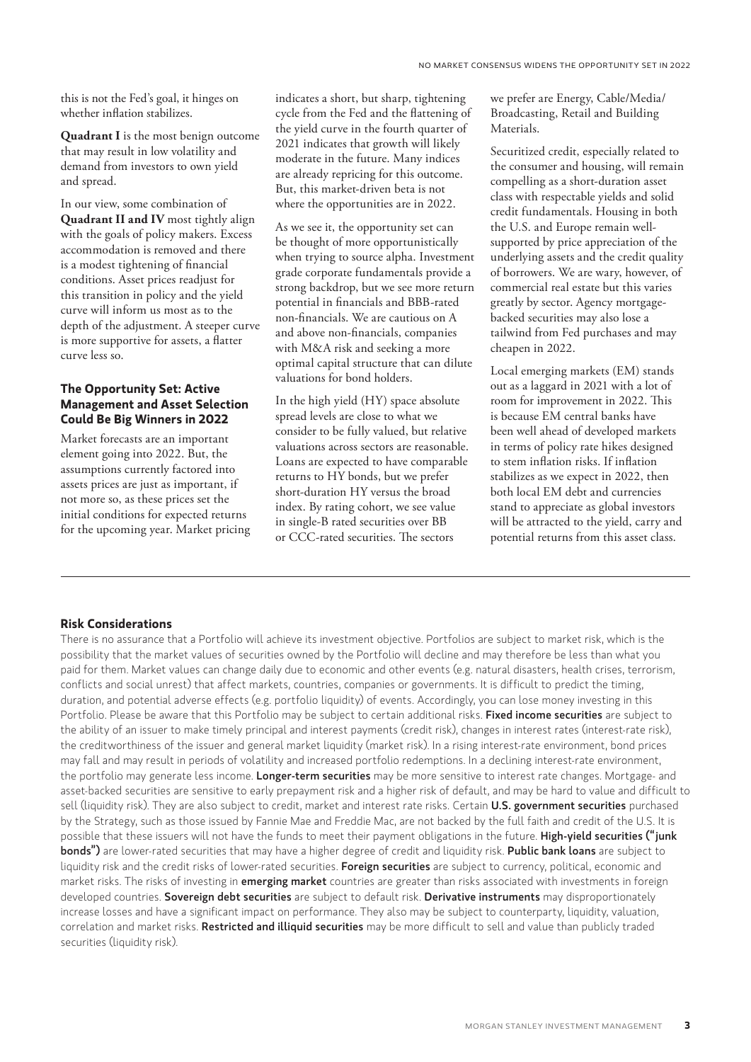this is not the Fed's goal, it hinges on whether inflation stabilizes.

**Quadrant I** is the most benign outcome that may result in low volatility and demand from investors to own yield and spread.

In our view, some combination of **Quadrant II and IV** most tightly align with the goals of policy makers. Excess accommodation is removed and there is a modest tightening of financial conditions. Asset prices readjust for this transition in policy and the yield curve will inform us most as to the depth of the adjustment. A steeper curve is more supportive for assets, a flatter curve less so.

### The Opportunity Set: Active Management and Asset Selection Could Be Big Winners in 2022

Market forecasts are an important element going into 2022. But, the assumptions currently factored into assets prices are just as important, if not more so, as these prices set the initial conditions for expected returns for the upcoming year. Market pricing indicates a short, but sharp, tightening cycle from the Fed and the flattening of the yield curve in the fourth quarter of 2021 indicates that growth will likely moderate in the future. Many indices are already repricing for this outcome. But, this market-driven beta is not where the opportunities are in 2022.

As we see it, the opportunity set can be thought of more opportunistically when trying to source alpha. Investment grade corporate fundamentals provide a strong backdrop, but we see more return potential in financials and BBB-rated non-financials. We are cautious on A and above non-financials, companies with M&A risk and seeking a more optimal capital structure that can dilute valuations for bond holders.

In the high yield (HY) space absolute spread levels are close to what we consider to be fully valued, but relative valuations across sectors are reasonable. Loans are expected to have comparable returns to HY bonds, but we prefer short-duration HY versus the broad index. By rating cohort, we see value in single-B rated securities over BB or CCC-rated securities. The sectors we prefer are Energy, Cable/Media/Broadcasting, Retail and Building Materials.

Securitized credit, especially related to the consumer and housing, will remain compelling as a short-duration asset class with respectable yields and solid credit fundamentals. Housing in both the U.S. and Europe remain well-supported by price appreciation of the underlying assets and the credit quality of borrowers. We are wary, however, of commercial real estate but this varies greatly by sector. Agency mortgage-backed securities may also lose a tailwind from Fed purchases and may cheapen in 2022.

Local emerging markets (EM) stands out as a laggard in 2021 with a lot of room for improvement in 2022. This is because EM central banks have been well ahead of developed markets in terms of policy rate hikes designed to stem inflation risks. If inflation stabilizes as we expect in 2022, then both local EM debt and currencies stand to appreciate as global investors will be attracted to the yield, carry and potential returns from this asset class.

---

### Risk Considerations

There is no assurance that a Portfolio will achieve its investment objective. Portfolios are subject to market risk, which is the possibility that the market values of securities owned by the Portfolio will decline and may therefore be less than what you paid for them. Market values can change daily due to economic and other events (e.g. natural disasters, health crises, terrorism, conflicts and social unrest) that affect markets, countries, companies or governments. It is difficult to predict the timing, duration, and potential adverse effects (e.g. portfolio liquidity) of events. Accordingly, you can lose money investing in this Portfolio. Please be aware that this Portfolio may be subject to certain additional risks. **Fixed income securities** are subject to the ability of an issuer to make timely principal and interest payments (credit risk), changes in interest rates (interest-rate risk), the creditworthiness of the issuer and general market liquidity (market risk). In a rising interest-rate environment, bond prices may fall and may result in periods of volatility and increased portfolio redemptions. In a declining interest-rate environment, the portfolio may generate less income. **Longer-term securities** may be more sensitive to interest rate changes. Mortgage- and asset-backed securities are sensitive to early prepayment risk and a higher risk of default, and may be hard to value and difficult to sell (liquidity risk). They are also subject to credit, market and interest rate risks. Certain **U.S. government securities** purchased by the Strategy, such as those issued by Fannie Mae and Freddie Mac, are not backed by the full faith and credit of the U.S. It is possible that these issuers will not have the funds to meet their payment obligations in the future. **High-yield securities ("junk bonds")** are lower-rated securities that may have a higher degree of credit and liquidity risk. **Public bank loans** are subject to liquidity risk and the credit risks of lower-rated securities. **Foreign securities** are subject to currency, political, economic and market risks. The risks of investing in **emerging market** countries are greater than risks associated with investments in foreign developed countries. **Sovereign debt securities** are subject to default risk. **Derivative instruments** may disproportionately increase losses and have a significant impact on performance. They also may be subject to counterparty, liquidity, valuation, correlation and market risks. **Restricted and illiquid securities** may be more difficult to sell and value than publicly traded securities (liquidity risk).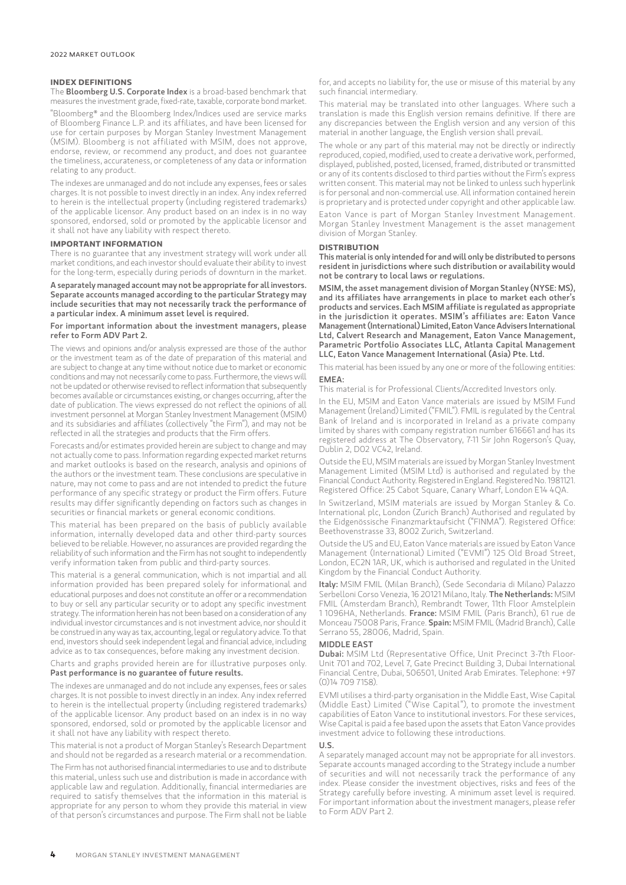## INDEX DEFINITIONS

The **Bloomberg U.S. Corporate Index** is a broad-based benchmark that measures the investment grade, fixed-rate, taxable, corporate bond market.

"Bloomberg®" and the Bloomberg Index/Indices used are service marks of Bloomberg Finance L.P. and its affiliates, and have been licensed for use for certain purposes by Morgan Stanley Investment Management (MSIM). Bloomberg is not affiliated with MSIM, does not approve, endorse, review, or recommend any product, and does not guarantee the timeliness, accurateness, or completeness of any data or information relating to any product.

The indexes are unmanaged and do not include any expenses, fees or sales charges. It is not possible to invest directly in an index. Any index referred to herein is the intellectual property (including registered trademarks) of the applicable licensor. Any product based on an index is in no way sponsored, endorsed, sold or promoted by the applicable licensor and it shall not have any liability with respect thereto.

## IMPORTANT INFORMATION

There is no guarantee that any investment strategy will work under all market conditions, and each investor should evaluate their ability to invest for the long-term, especially during periods of downturn in the market.

**A separately managed account may not be appropriate for all investors. Separate accounts managed according to the particular Strategy may include securities that may not necessarily track the performance of a particular index. A minimum asset level is required.**

**For important information about the investment managers, please refer to Form ADV Part 2.**

The views and opinions and/or analysis expressed are those of the author or the investment team as of the date of preparation of this material and are subject to change at any time without notice due to market or economic conditions and may not necessarily come to pass. Furthermore, the views will not be updated or otherwise revised to reflect information that subsequently becomes available or circumstances existing, or changes occurring, after the date of publication. The views expressed do not reflect the opinions of all investment personnel at Morgan Stanley Investment Management (MSIM) and its subsidiaries and affiliates (collectively "the Firm"), and may not be reflected in all the strategies and products that the Firm offers.

Forecasts and/or estimates provided herein are subject to change and may not actually come to pass. Information regarding expected market returns and market outlooks is based on the research, analysis and opinions of the authors or the investment team. These conclusions are speculative in nature, may not come to pass and are not intended to predict the future performance of any specific strategy or product the Firm offers. Future results may differ significantly depending on factors such as changes in securities or financial markets or general economic conditions.

This material has been prepared on the basis of publicly available information, internally developed data and other third-party sources believed to be reliable. However, no assurances are provided regarding the reliability of such information and the Firm has not sought to independently verify information taken from public and third-party sources.

This material is a general communication, which is not impartial and all information provided has been prepared solely for informational and educational purposes and does not constitute an offer or a recommendation to buy or sell any particular security or to adopt any specific investment strategy. The information herein has not been based on a consideration of any individual investor circumstances and is not investment advice, nor should it be construed in any way as tax, accounting, legal or regulatory advice. To that end, investors should seek independent legal and financial advice, including advice as to tax consequences, before making any investment decision.

Charts and graphs provided herein are for illustrative purposes only. **Past performance is no guarantee of future results.**

The indexes are unmanaged and do not include any expenses, fees or sales charges. It is not possible to invest directly in an index. Any index referred to herein is the intellectual property (including registered trademarks) of the applicable licensor. Any product based on an index is in no way sponsored, endorsed, sold or promoted by the applicable licensor and it shall not have any liability with respect thereto.

This material is not a product of Morgan Stanley's Research Department and should not be regarded as a research material or a recommendation.

The Firm has not authorised financial intermediaries to use and to distribute this material, unless such use and distribution is made in accordance with applicable law and regulation. Additionally, financial intermediaries are required to satisfy themselves that the information in this material is appropriate for any person to whom they provide this material in view of that person's circumstances and purpose. The Firm shall not be liable for, and accepts no liability for, the use or misuse of this material by any such financial intermediary.

This material may be translated into other languages. Where such a translation is made this English version remains definitive. If there are any discrepancies between the English version and any version of this material in another language, the English version shall prevail.

The whole or any part of this material may not be directly or indirectly reproduced, copied, modified, used to create a derivative work, performed, displayed, published, posted, licensed, framed, distributed or transmitted or any of its contents disclosed to third parties without the Firm's express written consent. This material may not be linked to unless such hyperlink is for personal and non-commercial use. All information contained herein is proprietary and is protected under copyright and other applicable law.

Eaton Vance is part of Morgan Stanley Investment Management. Morgan Stanley Investment Management is the asset management division of Morgan Stanley.

## DISTRIBUTION

**This material is only intended for and will only be distributed to persons resident in jurisdictions where such distribution or availability would not be contrary to local laws or regulations.**

**MSIM, the asset management division of Morgan Stanley (NYSE: MS), and its affiliates have arrangements in place to market each other's products and services. Each MSIM affiliate is regulated as appropriate in the jurisdiction it operates. MSIM's affiliates are: Eaton Vance Management (International) Limited, Eaton Vance Advisers International Ltd, Calvert Research and Management, Eaton Vance Management, Parametric Portfolio Associates LLC, Atlanta Capital Management LLC, Eaton Vance Management International (Asia) Pte. Ltd.**

This material has been issued by any one or more of the following entities:

### EMEA:

This material is for Professional Clients/Accredited Investors only.

In the EU, MSIM and Eaton Vance materials are issued by MSIM Fund Management (Ireland) Limited ("FMIL"). FMIL is regulated by the Central Bank of Ireland and is incorporated in Ireland as a private company limited by shares with company registration number 616661 and has its registered address at The Observatory, 7-11 Sir John Rogerson's Quay, Dublin 2, D02 VC42, Ireland.

Outside the EU, MSIM materials are issued by Morgan Stanley Investment Management Limited (MSIM Ltd) is authorised and regulated by the Financial Conduct Authority. Registered in England. Registered No. 1981121. Registered Office: 25 Cabot Square, Canary Wharf, London E14 4QA.

In Switzerland, MSIM materials are issued by Morgan Stanley & Co. International plc, London (Zurich Branch) Authorised and regulated by the Eidgenössische Finanzmarktaufsicht ("FINMA"). Registered Office: Beethovenstrasse 33, 8002 Zurich, Switzerland.

Outside the US and EU, Eaton Vance materials are issued by Eaton Vance Management (International) Limited ("EVMI") 125 Old Broad Street, London, EC2N 1AR, UK, which is authorised and regulated in the United Kingdom by the Financial Conduct Authority.

**Italy:** MSIM FMIL (Milan Branch), (Sede Secondaria di Milano) Palazzo Serbelloni Corso Venezia, 16 20121 Milano, Italy. **The Netherlands:** MSIM FMIL (Amsterdam Branch), Rembrandt Tower, 11th Floor Amstelplein 1 1096HA, Netherlands. **France:** MSIM FMIL (Paris Branch), 61 rue de Monceau 75008 Paris, France. **Spain:** MSIM FMIL (Madrid Branch), Calle Serrano 55, 28006, Madrid, Spain.

### MIDDLE EAST

**Dubai:** MSIM Ltd (Representative Office, Unit Precinct 3-7th Floor-Unit 701 and 702, Level 7, Gate Precinct Building 3, Dubai International Financial Centre, Dubai, 506501, United Arab Emirates. Telephone: +97 (0)14 709 7158).

EVMI utilises a third-party organisation in the Middle East, Wise Capital (Middle East) Limited ("Wise Capital"), to promote the investment capabilities of Eaton Vance to institutional investors. For these services, Wise Capital is paid a fee based upon the assets that Eaton Vance provides investment advice to following these introductions.

### U.S.

A separately managed account may not be appropriate for all investors. Separate accounts managed according to the Strategy include a number of securities and will not necessarily track the performance of any index. Please consider the investment objectives, risks and fees of the Strategy carefully before investing. A minimum asset level is required. For important information about the investment managers, please refer to Form ADV Part 2.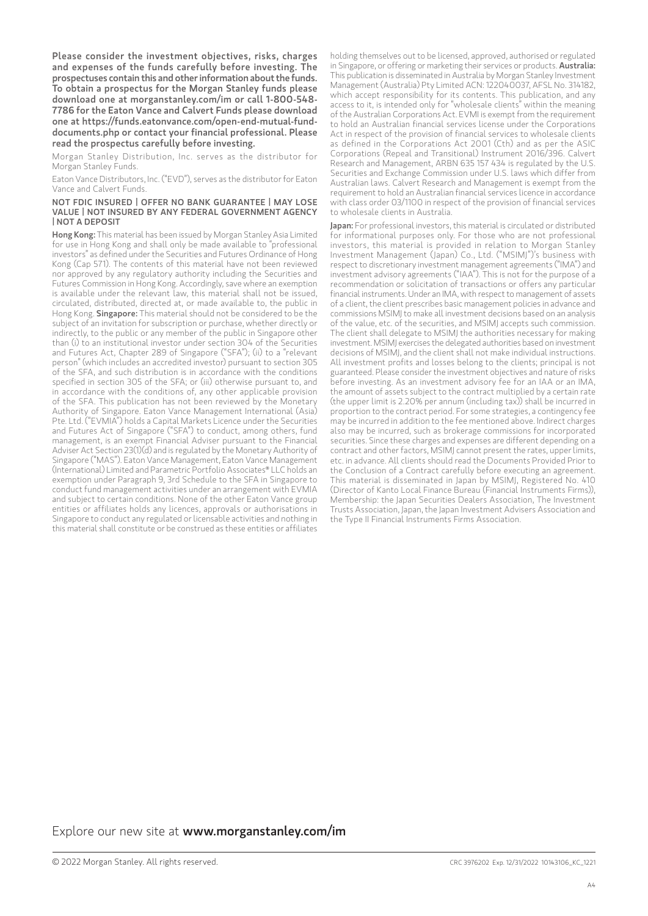**Please consider the investment objectives, risks, charges and expenses of the funds carefully before investing. The prospectuses contain this and other information about the funds. To obtain a prospectus for the Morgan Stanley funds please download one at morganstanley.com/im or call 1-800-548-7786 for the Eaton Vance and Calvert Funds please download one at https://funds.eatonvance.com/open-end-mutual-fund-documents.php or contact your financial professional. Please read the prospectus carefully before investing.**

Morgan Stanley Distribution, Inc. serves as the distributor for Morgan Stanley Funds.

Eaton Vance Distributors, Inc. ("EVD"), serves as the distributor for Eaton Vance and Calvert Funds.

**NOT FDIC INSURED | OFFER NO BANK GUARANTEE | MAY LOSE VALUE | NOT INSURED BY ANY FEDERAL GOVERNMENT AGENCY | NOT A DEPOSIT**

**Hong Kong:** This material has been issued by Morgan Stanley Asia Limited for use in Hong Kong and shall only be made available to "professional investors" as defined under the Securities and Futures Ordinance of Hong Kong (Cap 571). The contents of this material have not been reviewed nor approved by any regulatory authority including the Securities and Futures Commission in Hong Kong. Accordingly, save where an exemption is available under the relevant law, this material shall not be issued, circulated, distributed, directed at, or made available to, the public in Hong Kong. **Singapore:** This material should not be considered to be the subject of an invitation for subscription or purchase, whether directly or indirectly, to the public or any member of the public in Singapore other than (i) to an institutional investor under section 304 of the Securities and Futures Act, Chapter 289 of Singapore ("SFA"); (ii) to a "relevant person" (which includes an accredited investor) pursuant to section 305 of the SFA, and such distribution is in accordance with the conditions specified in section 305 of the SFA; or (iii) otherwise pursuant to, and in accordance with the conditions of, any other applicable provision of the SFA. This publication has not been reviewed by the Monetary Authority of Singapore. Eaton Vance Management International (Asia) Pte. Ltd. ("EVMIA") holds a Capital Markets Licence under the Securities and Futures Act of Singapore ("SFA") to conduct, among others, fund management, is an exempt Financial Adviser pursuant to the Financial Adviser Act Section 23(1)(d) and is regulated by the Monetary Authority of Singapore ("MAS"). Eaton Vance Management, Eaton Vance Management (International) Limited and Parametric Portfolio Associates® LLC holds an exemption under Paragraph 9, 3rd Schedule to the SFA in Singapore to conduct fund management activities under an arrangement with EVMIA and subject to certain conditions. None of the other Eaton Vance group entities or affiliates holds any licences, approvals or authorisations in Singapore to conduct any regulated or licensable activities and nothing in this material shall constitute or be construed as these entities or affiliates holding themselves out to be licensed, approved, authorised or regulated in Singapore, or offering or marketing their services or products. **Australia:** This publication is disseminated in Australia by Morgan Stanley Investment Management (Australia) Pty Limited ACN: 122040037, AFSL No. 314182, which accept responsibility for its contents. This publication, and any access to it, is intended only for "wholesale clients" within the meaning of the Australian Corporations Act. EVMI is exempt from the requirement to hold an Australian financial services license under the Corporations Act in respect of the provision of financial services to wholesale clients as defined in the Corporations Act 2001 (Cth) and as per the ASIC Corporations (Repeal and Transitional) Instrument 2016/396. Calvert Research and Management, ARBN 635 157 434 is regulated by the U.S. Securities and Exchange Commission under U.S. laws which differ from Australian laws. Calvert Research and Management is exempt from the requirement to hold an Australian financial services licence in accordance with class order 03/1100 in respect of the provision of financial services to wholesale clients in Australia.

**Japan:** For professional investors, this material is circulated or distributed for informational purposes only. For those who are not professional investors, this material is provided in relation to Morgan Stanley Investment Management (Japan) Co., Ltd. ("MSIMJ")'s business with respect to discretionary investment management agreements ("IMA") and investment advisory agreements ("IAA"). This is not for the purpose of a recommendation or solicitation of transactions or offers any particular financial instruments. Under an IMA, with respect to management of assets of a client, the client prescribes basic management policies in advance and commissions MSIMJ to make all investment decisions based on an analysis of the value, etc. of the securities, and MSIMJ accepts such commission. The client shall delegate to MSIMJ the authorities necessary for making investment. MSIMJ exercises the delegated authorities based on investment decisions of MSIMJ, and the client shall not make individual instructions. All investment profits and losses belong to the clients; principal is not guaranteed. Please consider the investment objectives and nature of risks before investing. As an investment advisory fee for an IAA or an IMA, the amount of assets subject to the contract multiplied by a certain rate (the upper limit is 2.20% per annum (including tax)) shall be incurred in proportion to the contract period. For some strategies, a contingency fee may be incurred in addition to the fee mentioned above. Indirect charges also may be incurred, such as brokerage commissions for incorporated securities. Since these charges and expenses are different depending on a contract and other factors, MSIMJ cannot present the rates, upper limits, etc. in advance. All clients should read the Documents Provided Prior to the Conclusion of a Contract carefully before executing an agreement. This material is disseminated in Japan by MSIMJ, Registered No. 410 (Director of Kanto Local Finance Bureau (Financial Instruments Firms)), Membership: the Japan Securities Dealers Association, The Investment Trusts Association, Japan, the Japan Investment Advisers Association and the Type II Financial Instruments Firms Association.

Explore our new site at **www.morganstanley.com/im**

© 2022 Morgan Stanley. All rights reserved.

CRC 3976202 Exp. 12/31/2022 10143106_KC_1221